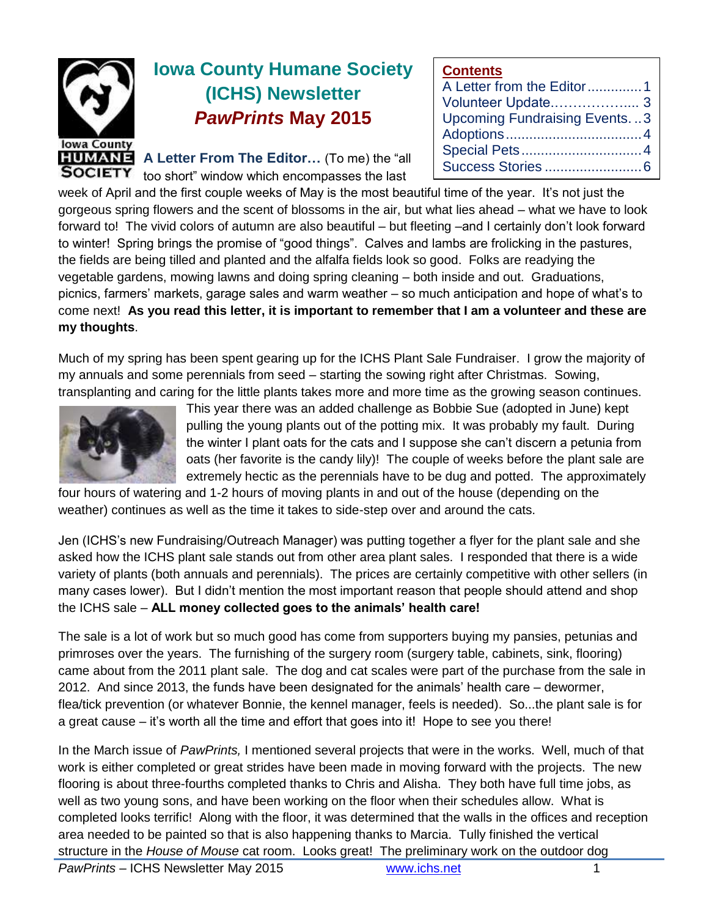# Iowa County Humane Society (ICHS) Newsletter
## *PawPrints* May 2015

**Contents**

| | |
|---|---|
| A Letter from the Editor | 1 |
| Volunteer Update | 3 |
| Upcoming Fundraising Events | 3 |
| Adoptions | 4 |
| Special Pets | 4 |
| Success Stories | 6 |

**A Letter From The Editor…** (To me) the "all too short" window which encompasses the last week of April and the first couple weeks of May is the most beautiful time of the year. It's not just the gorgeous spring flowers and the scent of blossoms in the air, but what lies ahead – what we have to look forward to! The vivid colors of autumn are also beautiful – but fleeting –and I certainly don't look forward to winter! Spring brings the promise of "good things". Calves and lambs are frolicking in the pastures, the fields are being tilled and planted and the alfalfa fields look so good. Folks are readying the vegetable gardens, mowing lawns and doing spring cleaning – both inside and out. Graduations, picnics, farmers' markets, garage sales and warm weather – so much anticipation and hope of what's to come next! **As you read this letter, it is important to remember that I am a volunteer and these are my thoughts**.

Much of my spring has been spent gearing up for the ICHS Plant Sale Fundraiser. I grow the majority of my annuals and some perennials from seed – starting the sowing right after Christmas. Sowing, transplanting and caring for the little plants takes more and more time as the growing season continues. This year there was an added challenge as Bobbie Sue (adopted in June) kept pulling the young plants out of the potting mix. It was probably my fault. During the winter I plant oats for the cats and I suppose she can't discern a petunia from oats (her favorite is the candy lily)! The couple of weeks before the plant sale are extremely hectic as the perennials have to be dug and potted. The approximately four hours of watering and 1-2 hours of moving plants in and out of the house (depending on the weather) continues as well as the time it takes to side-step over and around the cats.

Jen (ICHS's new Fundraising/Outreach Manager) was putting together a flyer for the plant sale and she asked how the ICHS plant sale stands out from other area plant sales. I responded that there is a wide variety of plants (both annuals and perennials). The prices are certainly competitive with other sellers (in many cases lower). But I didn't mention the most important reason that people should attend and shop the ICHS sale – **ALL money collected goes to the animals' health care!**

The sale is a lot of work but so much good has come from supporters buying my pansies, petunias and primroses over the years. The furnishing of the surgery room (surgery table, cabinets, sink, flooring) came about from the 2011 plant sale. The dog and cat scales were part of the purchase from the sale in 2012. And since 2013, the funds have been designated for the animals' health care – dewormer, flea/tick prevention (or whatever Bonnie, the kennel manager, feels is needed). So...the plant sale is for a great cause – it's worth all the time and effort that goes into it! Hope to see you there!

In the March issue of *PawPrints,* I mentioned several projects that were in the works. Well, much of that work is either completed or great strides have been made in moving forward with the projects. The new flooring is about three-fourths completed thanks to Chris and Alisha. They both have full time jobs, as well as two young sons, and have been working on the floor when their schedules allow. What is completed looks terrific! Along with the floor, it was determined that the walls in the offices and reception area needed to be painted so that is also happening thanks to Marcia. Tully finished the vertical structure in the *House of Mouse* cat room. Looks great! The preliminary work on the outdoor dog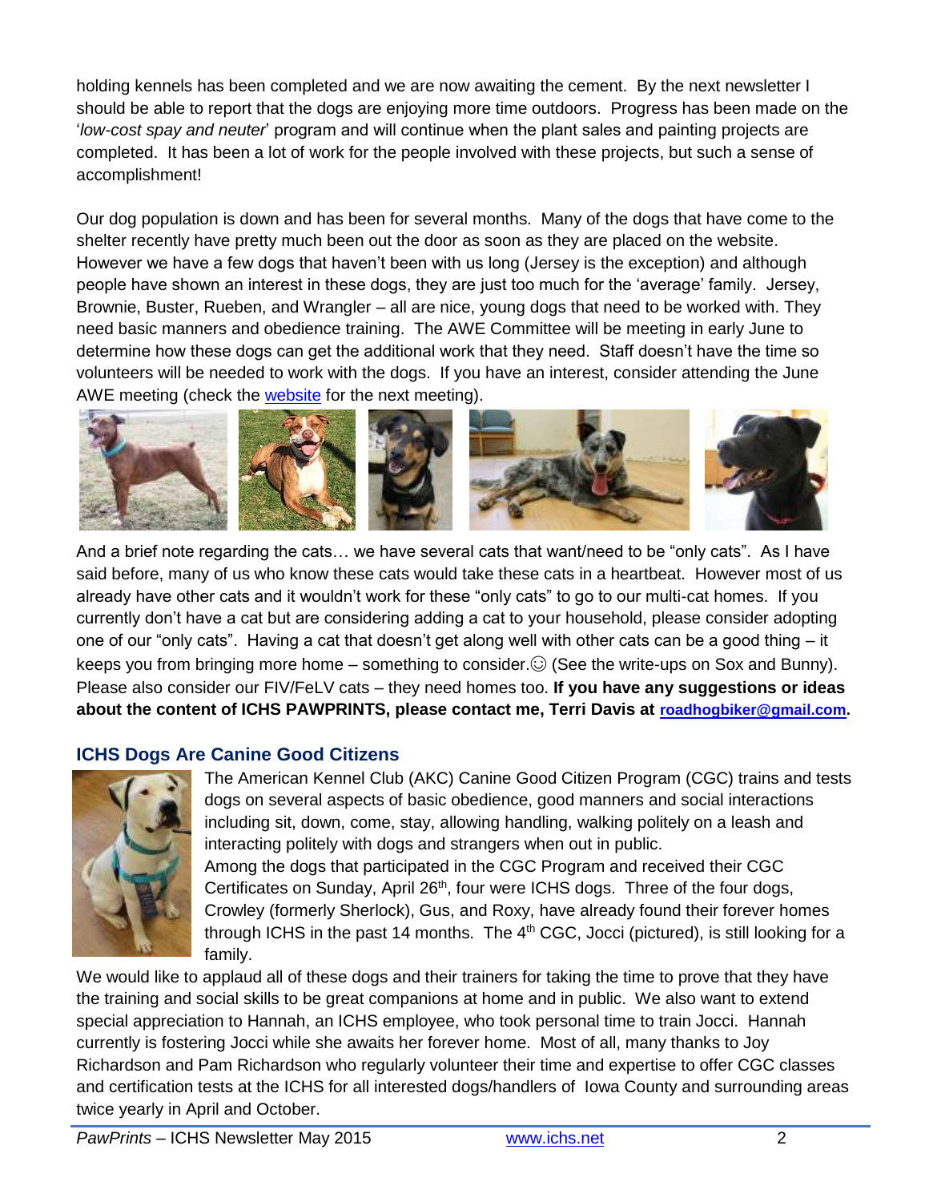holding kennels has been completed and we are now awaiting the cement. By the next newsletter I should be able to report that the dogs are enjoying more time outdoors. Progress has been made on the '*low-cost spay and neuter*' program and will continue when the plant sales and painting projects are completed. It has been a lot of work for the people involved with these projects, but such a sense of accomplishment!

Our dog population is down and has been for several months. Many of the dogs that have come to the shelter recently have pretty much been out the door as soon as they are placed on the website. However we have a few dogs that haven't been with us long (Jersey is the exception) and although people have shown an interest in these dogs, they are just too much for the 'average' family. Jersey, Brownie, Buster, Rueben, and Wrangler – all are nice, young dogs that need to be worked with. They need basic manners and obedience training. The AWE Committee will be meeting in early June to determine how these dogs can get the additional work that they need. Staff doesn't have the time so volunteers will be needed to work with the dogs. If you have an interest, consider attending the June AWE meeting (check the website for the next meeting).

And a brief note regarding the cats… we have several cats that want/need to be "only cats". As I have said before, many of us who know these cats would take these cats in a heartbeat. However most of us already have other cats and it wouldn't work for these "only cats" to go to our multi-cat homes. If you currently don't have a cat but are considering adding a cat to your household, please consider adopting one of our "only cats". Having a cat that doesn't get along well with other cats can be a good thing – it keeps you from bringing more home – something to consider.☺ (See the write-ups on Sox and Bunny). Please also consider our FIV/FeLV cats – they need homes too. **If you have any suggestions or ideas about the content of ICHS PAWPRINTS, please contact me, Terri Davis at roadhogbiker@gmail.com.**

## ICHS Dogs Are Canine Good Citizens

The American Kennel Club (AKC) Canine Good Citizen Program (CGC) trains and tests dogs on several aspects of basic obedience, good manners and social interactions including sit, down, come, stay, allowing handling, walking politely on a leash and interacting politely with dogs and strangers when out in public.

Among the dogs that participated in the CGC Program and received their CGC Certificates on Sunday, April 26th, four were ICHS dogs. Three of the four dogs, Crowley (formerly Sherlock), Gus, and Roxy, have already found their forever homes through ICHS in the past 14 months. The 4th CGC, Jocci (pictured), is still looking for a family.

We would like to applaud all of these dogs and their trainers for taking the time to prove that they have the training and social skills to be great companions at home and in public. We also want to extend special appreciation to Hannah, an ICHS employee, who took personal time to train Jocci. Hannah currently is fostering Jocci while she awaits her forever home. Most of all, many thanks to Joy Richardson and Pam Richardson who regularly volunteer their time and expertise to offer CGC classes and certification tests at the ICHS for all interested dogs/handlers of Iowa County and surrounding areas twice yearly in April and October.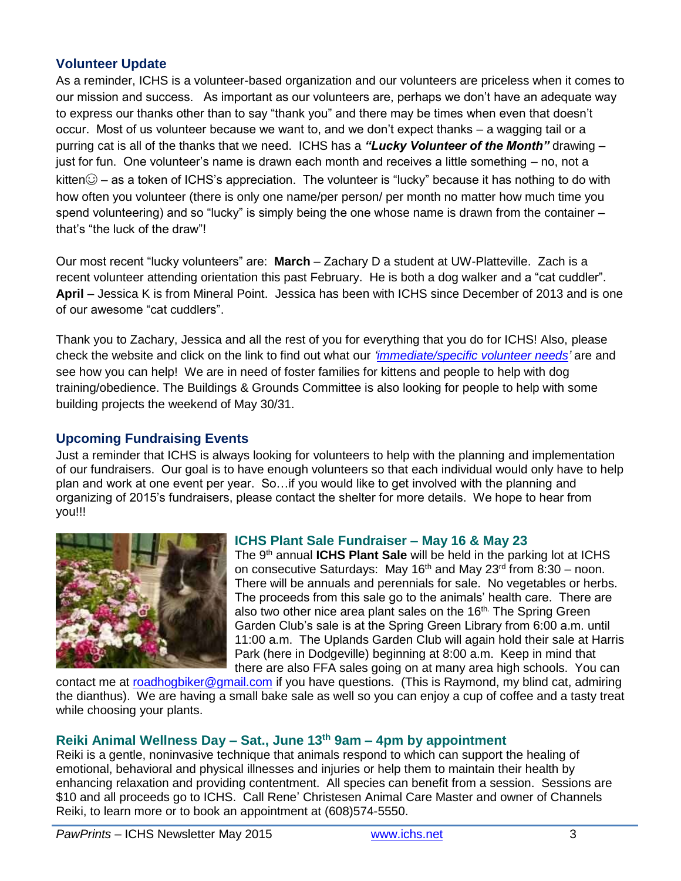## Volunteer Update

As a reminder, ICHS is a volunteer-based organization and our volunteers are priceless when it comes to our mission and success. As important as our volunteers are, perhaps we don't have an adequate way to express our thanks other than to say "thank you" and there may be times when even that doesn't occur. Most of us volunteer because we want to, and we don't expect thanks – a wagging tail or a purring cat is all of the thanks that we need. ICHS has a ***"Lucky Volunteer of the Month"*** drawing – just for fun. One volunteer's name is drawn each month and receives a little something – no, not a kitten☺ – as a token of ICHS's appreciation. The volunteer is "lucky" because it has nothing to do with how often you volunteer (there is only one name/per person/ per month no matter how much time you spend volunteering) and so "lucky" is simply being the one whose name is drawn from the container – that's "the luck of the draw"!

Our most recent "lucky volunteers" are: **March** – Zachary D a student at UW-Platteville. Zach is a recent volunteer attending orientation this past February. He is both a dog walker and a "cat cuddler". **April** – Jessica K is from Mineral Point. Jessica has been with ICHS since December of 2013 and is one of our awesome "cat cuddlers".

Thank you to Zachary, Jessica and all the rest of you for everything that you do for ICHS! Also, please check the website and click on the link to find out what our *'immediate/specific volunteer needs'* are and see how you can help! We are in need of foster families for kittens and people to help with dog training/obedience. The Buildings & Grounds Committee is also looking for people to help with some building projects the weekend of May 30/31.

## Upcoming Fundraising Events

Just a reminder that ICHS is always looking for volunteers to help with the planning and implementation of our fundraisers. Our goal is to have enough volunteers so that each individual would only have to help plan and work at one event per year. So…if you would like to get involved with the planning and organizing of 2015's fundraisers, please contact the shelter for more details. We hope to hear from you!!!

### ICHS Plant Sale Fundraiser – May 16 & May 23

The 9th annual **ICHS Plant Sale** will be held in the parking lot at ICHS on consecutive Saturdays: May 16th and May 23rd from 8:30 – noon. There will be annuals and perennials for sale. No vegetables or herbs. The proceeds from this sale go to the animals' health care. There are also two other nice area plant sales on the 16th. The Spring Green Garden Club's sale is at the Spring Green Library from 6:00 a.m. until 11:00 a.m. The Uplands Garden Club will again hold their sale at Harris Park (here in Dodgeville) beginning at 8:00 a.m. Keep in mind that there are also FFA sales going on at many area high schools. You can contact me at roadhogbiker@gmail.com if you have questions. (This is Raymond, my blind cat, admiring the dianthus). We are having a small bake sale as well so you can enjoy a cup of coffee and a tasty treat while choosing your plants.

### Reiki Animal Wellness Day – Sat., June 13th 9am – 4pm by appointment

Reiki is a gentle, noninvasive technique that animals respond to which can support the healing of emotional, behavioral and physical illnesses and injuries or help them to maintain their health by enhancing relaxation and providing contentment. All species can benefit from a session. Sessions are $10 and all proceeds go to ICHS. Call Rene' Christesen Animal Care Master and owner of Channels Reiki, to learn more or to book an appointment at (608)574-5550.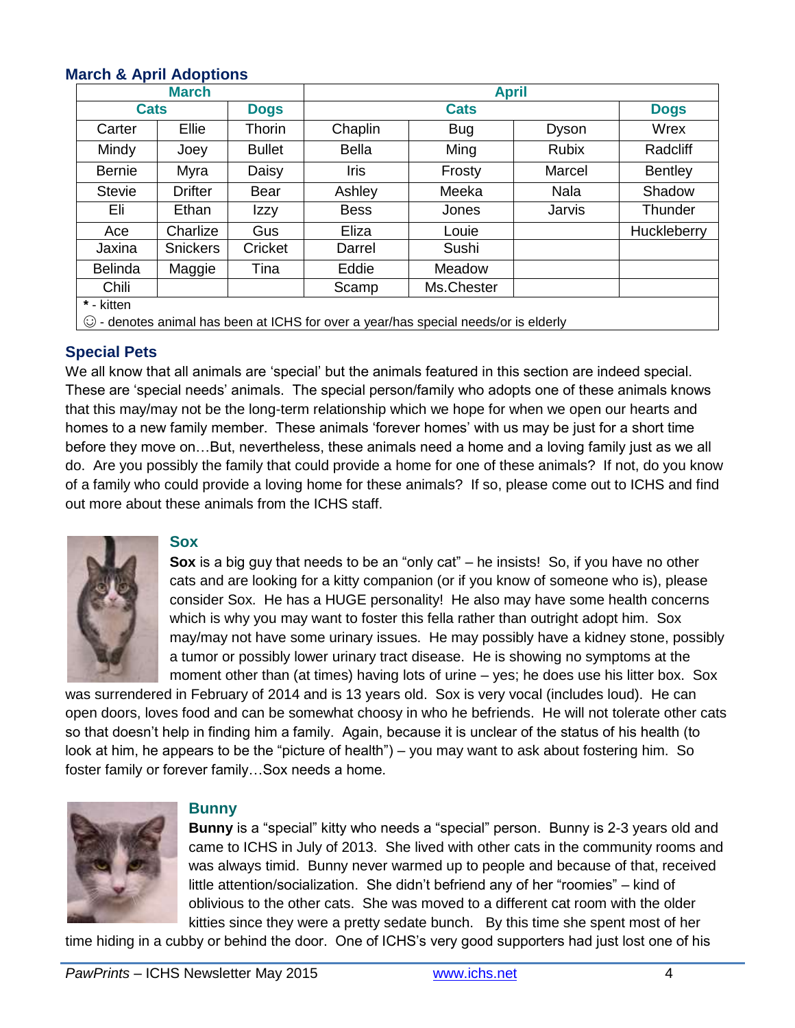### March & April Adoptions

| March | | | April | | | |
|---|---|---|---|---|---|---|
| Cats | | Dogs | Cats | | | Dogs |
| Carter | Ellie | Thorin | Chaplin | Bug | Dyson | Wrex |
| Mindy | Joey | Bullet | Bella | Ming | Rubix | Radcliff |
| Bernie | Myra | Daisy | Iris | Frosty | Marcel | Bentley |
| Stevie | Drifter | Bear | Ashley | Meeka | Nala | Shadow |
| Eli | Ethan | Izzy | Bess | Jones | Jarvis | Thunder |
| Ace | Charlize | Gus | Eliza | Louie | | Huckleberry |
| Jaxina | Snickers | Cricket | Darrel | Sushi | | |
| Belinda | Maggie | Tina | Eddie | Meadow | | |
| Chili | | | Scamp | Ms.Chester | | |

**\*** - kitten

☺ - denotes animal has been at ICHS for over a year/has special needs/or is elderly

### Special Pets

We all know that all animals are 'special' but the animals featured in this section are indeed special. These are 'special needs' animals. The special person/family who adopts one of these animals knows that this may/may not be the long-term relationship which we hope for when we open our hearts and homes to a new family member. These animals 'forever homes' with us may be just for a short time before they move on…But, nevertheless, these animals need a home and a loving family just as we all do. Are you possibly the family that could provide a home for one of these animals? If not, do you know of a family who could provide a loving home for these animals? If so, please come out to ICHS and find out more about these animals from the ICHS staff.

#### Sox

**Sox** is a big guy that needs to be an "only cat" – he insists! So, if you have no other cats and are looking for a kitty companion (or if you know of someone who is), please consider Sox. He has a HUGE personality! He also may have some health concerns which is why you may want to foster this fella rather than outright adopt him. Sox may/may not have some urinary issues. He may possibly have a kidney stone, possibly a tumor or possibly lower urinary tract disease. He is showing no symptoms at the moment other than (at times) having lots of urine – yes; he does use his litter box. Sox was surrendered in February of 2014 and is 13 years old. Sox is very vocal (includes loud). He can open doors, loves food and can be somewhat choosy in who he befriends. He will not tolerate other cats so that doesn't help in finding him a family. Again, because it is unclear of the status of his health (to look at him, he appears to be the "picture of health") – you may want to ask about fostering him. So foster family or forever family…Sox needs a home.

#### Bunny

**Bunny** is a "special" kitty who needs a "special" person. Bunny is 2-3 years old and came to ICHS in July of 2013. She lived with other cats in the community rooms and was always timid. Bunny never warmed up to people and because of that, received little attention/socialization. She didn't befriend any of her "roomies" – kind of oblivious to the other cats. She was moved to a different cat room with the older kitties since they were a pretty sedate bunch. By this time she spent most of her time hiding in a cubby or behind the door. One of ICHS's very good supporters had just lost one of his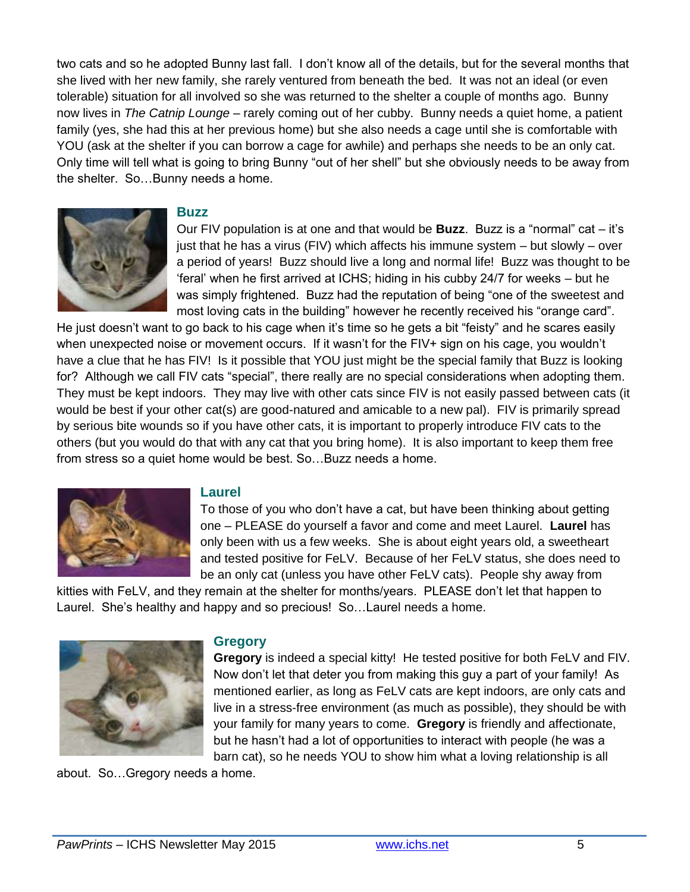two cats and so he adopted Bunny last fall. I don't know all of the details, but for the several months that she lived with her new family, she rarely ventured from beneath the bed. It was not an ideal (or even tolerable) situation for all involved so she was returned to the shelter a couple of months ago. Bunny now lives in *The Catnip Lounge* – rarely coming out of her cubby. Bunny needs a quiet home, a patient family (yes, she had this at her previous home) but she also needs a cage until she is comfortable with YOU (ask at the shelter if you can borrow a cage for awhile) and perhaps she needs to be an only cat. Only time will tell what is going to bring Bunny "out of her shell" but she obviously needs to be away from the shelter. So…Bunny needs a home.

### Buzz

Our FIV population is at one and that would be **Buzz**. Buzz is a "normal" cat – it's just that he has a virus (FIV) which affects his immune system – but slowly – over a period of years! Buzz should live a long and normal life! Buzz was thought to be 'feral' when he first arrived at ICHS; hiding in his cubby 24/7 for weeks – but he was simply frightened. Buzz had the reputation of being "one of the sweetest and most loving cats in the building" however he recently received his "orange card". He just doesn't want to go back to his cage when it's time so he gets a bit "feisty" and he scares easily when unexpected noise or movement occurs. If it wasn't for the FIV+ sign on his cage, you wouldn't have a clue that he has FIV! Is it possible that YOU just might be the special family that Buzz is looking for? Although we call FIV cats "special", there really are no special considerations when adopting them. They must be kept indoors. They may live with other cats since FIV is not easily passed between cats (it would be best if your other cat(s) are good-natured and amicable to a new pal). FIV is primarily spread by serious bite wounds so if you have other cats, it is important to properly introduce FIV cats to the others (but you would do that with any cat that you bring home). It is also important to keep them free from stress so a quiet home would be best. So…Buzz needs a home.

### Laurel

To those of you who don't have a cat, but have been thinking about getting one – PLEASE do yourself a favor and come and meet Laurel. **Laurel** has only been with us a few weeks. She is about eight years old, a sweetheart and tested positive for FeLV. Because of her FeLV status, she does need to be an only cat (unless you have other FeLV cats). People shy away from kitties with FeLV, and they remain at the shelter for months/years. PLEASE don't let that happen to Laurel. She's healthy and happy and so precious! So…Laurel needs a home.

### Gregory

**Gregory** is indeed a special kitty! He tested positive for both FeLV and FIV. Now don't let that deter you from making this guy a part of your family! As mentioned earlier, as long as FeLV cats are kept indoors, are only cats and live in a stress-free environment (as much as possible), they should be with your family for many years to come. **Gregory** is friendly and affectionate, but he hasn't had a lot of opportunities to interact with people (he was a barn cat), so he needs YOU to show him what a loving relationship is all about. So…Gregory needs a home.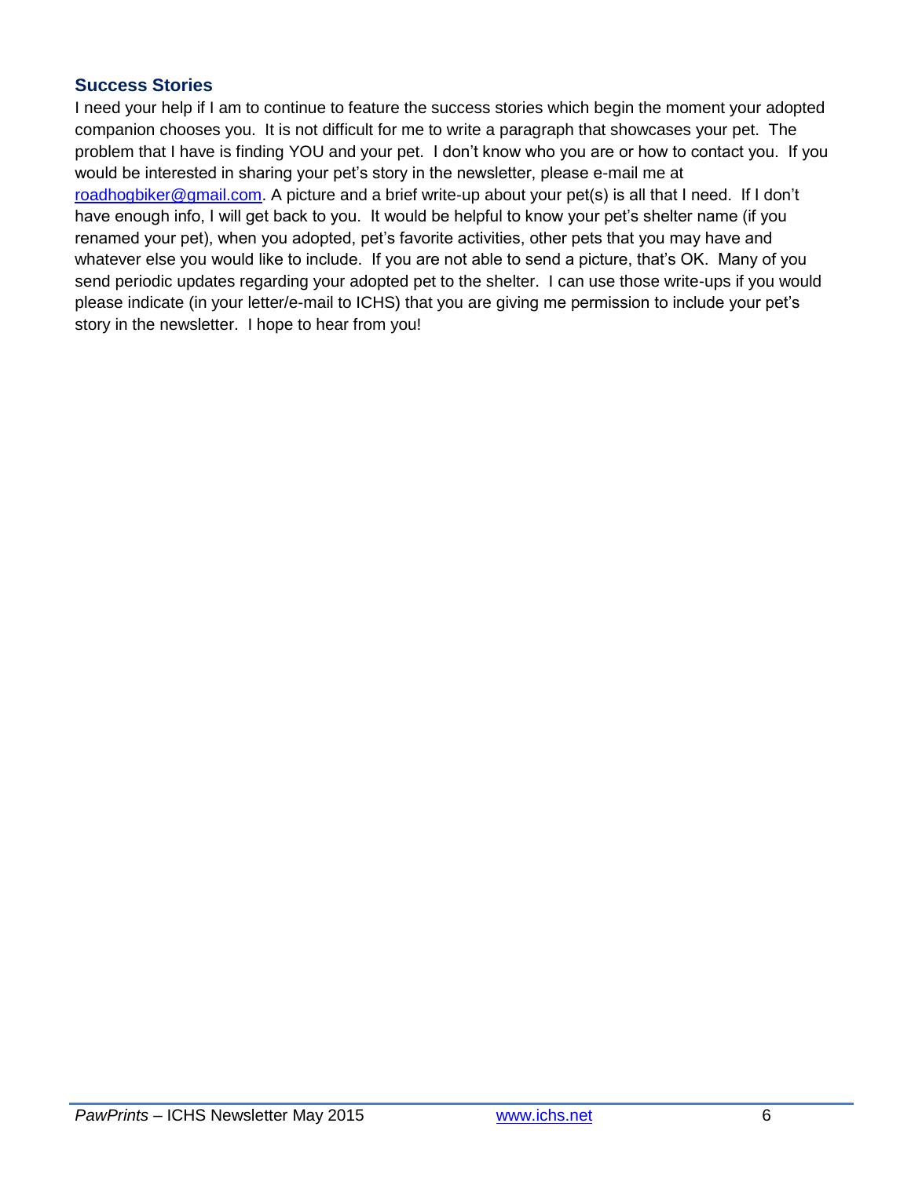## Success Stories

I need your help if I am to continue to feature the success stories which begin the moment your adopted companion chooses you. It is not difficult for me to write a paragraph that showcases your pet. The problem that I have is finding YOU and your pet. I don't know who you are or how to contact you. If you would be interested in sharing your pet's story in the newsletter, please e-mail me at roadhogbiker@gmail.com. A picture and a brief write-up about your pet(s) is all that I need. If I don't have enough info, I will get back to you. It would be helpful to know your pet's shelter name (if you renamed your pet), when you adopted, pet's favorite activities, other pets that you may have and whatever else you would like to include. If you are not able to send a picture, that's OK. Many of you send periodic updates regarding your adopted pet to the shelter. I can use those write-ups if you would please indicate (in your letter/e-mail to ICHS) that you are giving me permission to include your pet's story in the newsletter. I hope to hear from you!